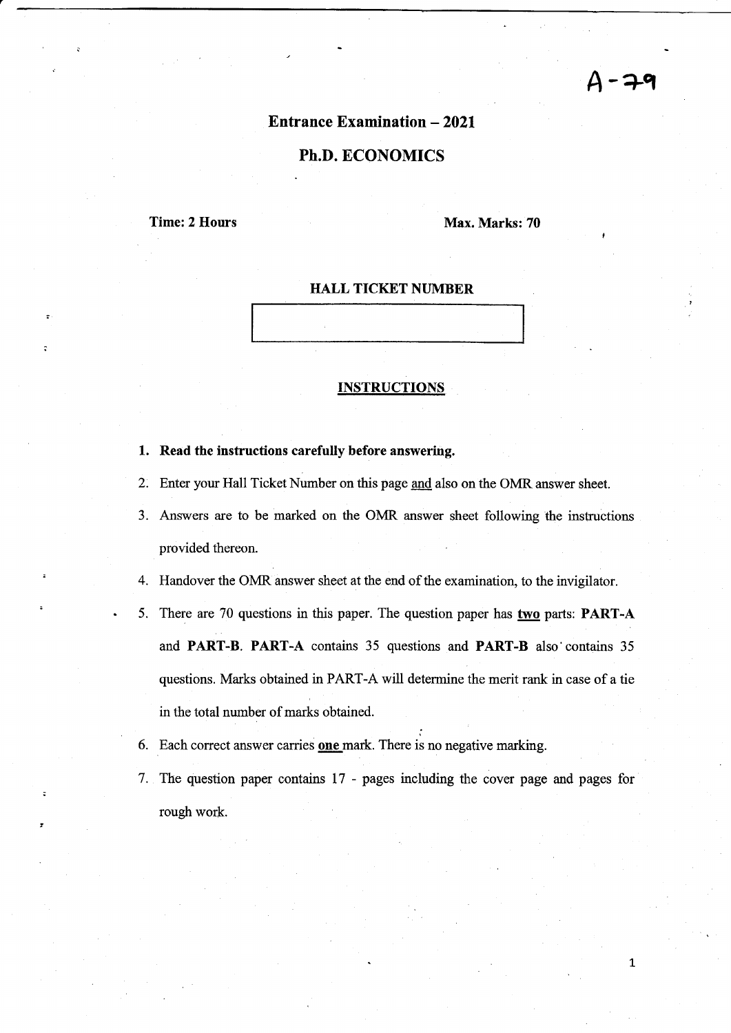A-79

# Entrance Examination – 2021

## Ph.D. ECONOMICS

**Time: 2 Hours** **Max. Marks: 70**

**HALL TICKET NUMBER**

| |
|---|
| |

**INSTRUCTIONS**

1. **Read the instructions carefully before answering.**
2. Enter your Hall Ticket Number on this page and also on the OMR answer sheet.
3. Answers are to be marked on the OMR answer sheet following the instructions provided thereon.
4. Handover the OMR answer sheet at the end of the examination, to the invigilator.
5. There are 70 questions in this paper. The question paper has **two** parts: **PART-A** and **PART-B**. **PART-A** contains 35 questions and **PART-B** also contains 35 questions. Marks obtained in PART-A will determine the merit rank in case of a tie in the total number of marks obtained.
6. Each correct answer carries **one** mark. There is no negative marking.
7. The question paper contains 17 - pages including the cover page and pages for rough work.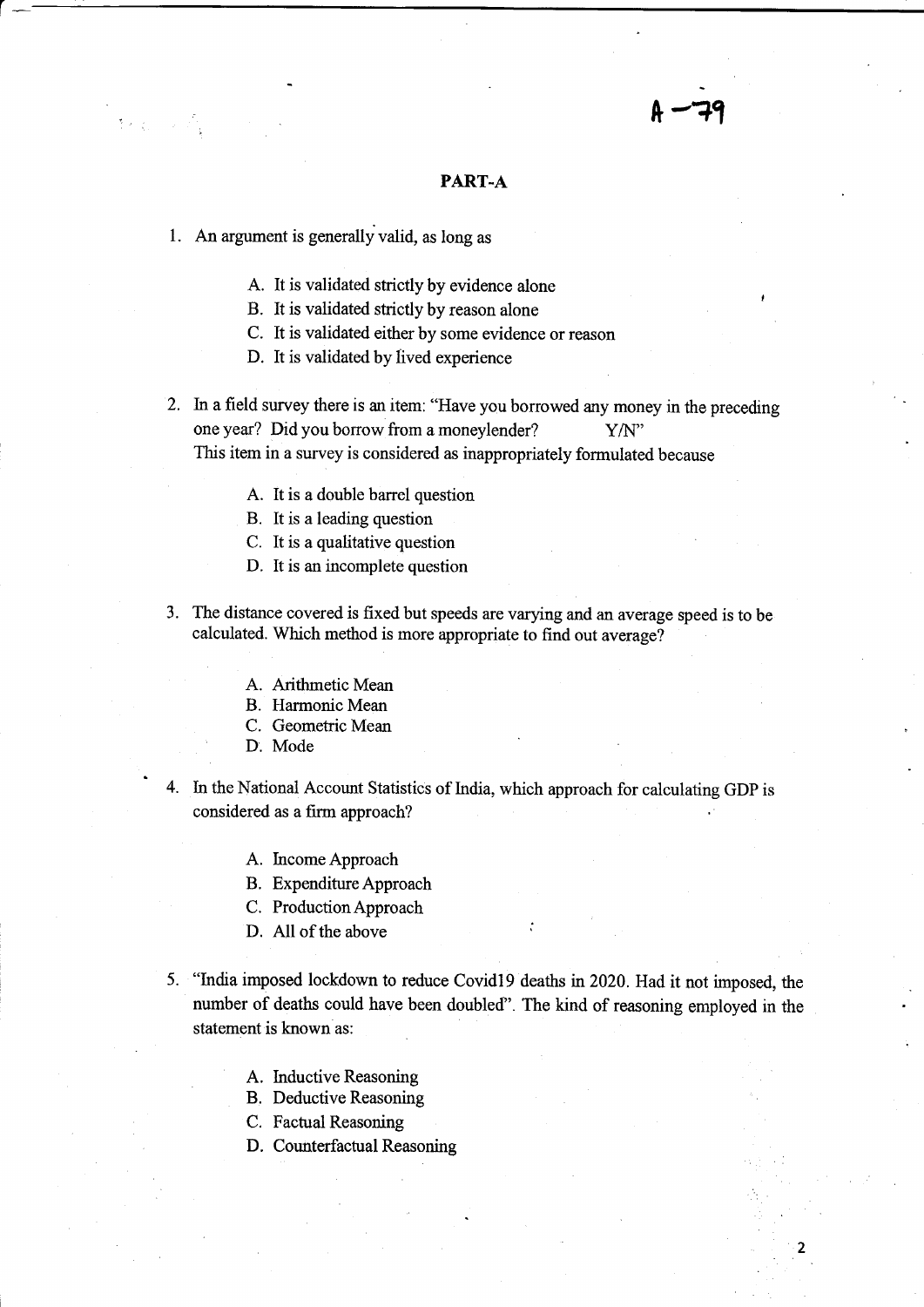A –79

## PART-A

1. An argument is generally valid, as long as

   A. It is validated strictly by evidence alone
   B. It is validated strictly by reason alone
   C. It is validated either by some evidence or reason
   D. It is validated by lived experience

2. In a field survey there is an item: "Have you borrowed any money in the preceding one year? Did you borrow from a moneylender? Y/N"
   This item in a survey is considered as inappropriately formulated because

   A. It is a double barrel question
   B. It is a leading question
   C. It is a qualitative question
   D. It is an incomplete question

3. The distance covered is fixed but speeds are varying and an average speed is to be calculated. Which method is more appropriate to find out average?

   A. Arithmetic Mean
   B. Harmonic Mean
   C. Geometric Mean
   D. Mode

4. In the National Account Statistics of India, which approach for calculating GDP is considered as a firm approach?

   A. Income Approach
   B. Expenditure Approach
   C. Production Approach
   D. All of the above

5. "India imposed lockdown to reduce Covid19 deaths in 2020. Had it not imposed, the number of deaths could have been doubled". The kind of reasoning employed in the statement is known as:

   A. Inductive Reasoning
   B. Deductive Reasoning
   C. Factual Reasoning
   D. Counterfactual Reasoning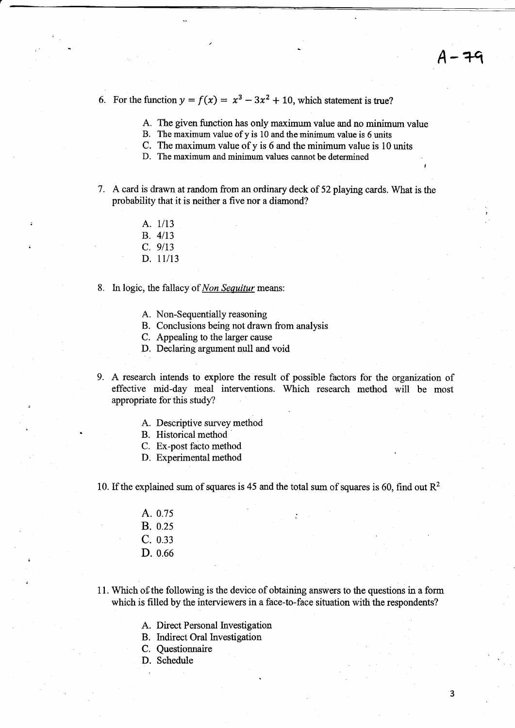A-79

6. For the function $y = f(x) = x^3 - 3x^2 + 10$, which statement is true?

   A. The given function has only maximum value and no minimum value
   B. The maximum value of y is 10 and the minimum value is 6 units
   C. The maximum value of y is 6 and the minimum value is 10 units
   D. The maximum and minimum values cannot be determined

7. A card is drawn at random from an ordinary deck of 52 playing cards. What is the probability that it is neither a five nor a diamond?

   A. 1/13
   B. 4/13
   C. 9/13
   D. 11/13

8. In logic, the fallacy of *Non Sequitur* means:

   A. Non-Sequentially reasoning
   B. Conclusions being not drawn from analysis
   C. Appealing to the larger cause
   D. Declaring argument null and void

9. A research intends to explore the result of possible factors for the organization of effective mid-day meal interventions. Which research method will be most appropriate for this study?

   A. Descriptive survey method
   B. Historical method
   C. Ex-post facto method
   D. Experimental method

10. If the explained sum of squares is 45 and the total sum of squares is 60, find out $R^2$

    A. 0.75
    B. 0.25
    C. 0.33
    D. 0.66

11. Which of the following is the device of obtaining answers to the questions in a form which is filled by the interviewers in a face-to-face situation with the respondents?

    A. Direct Personal Investigation
    B. Indirect Oral Investigation
    C. Questionnaire
    D. Schedule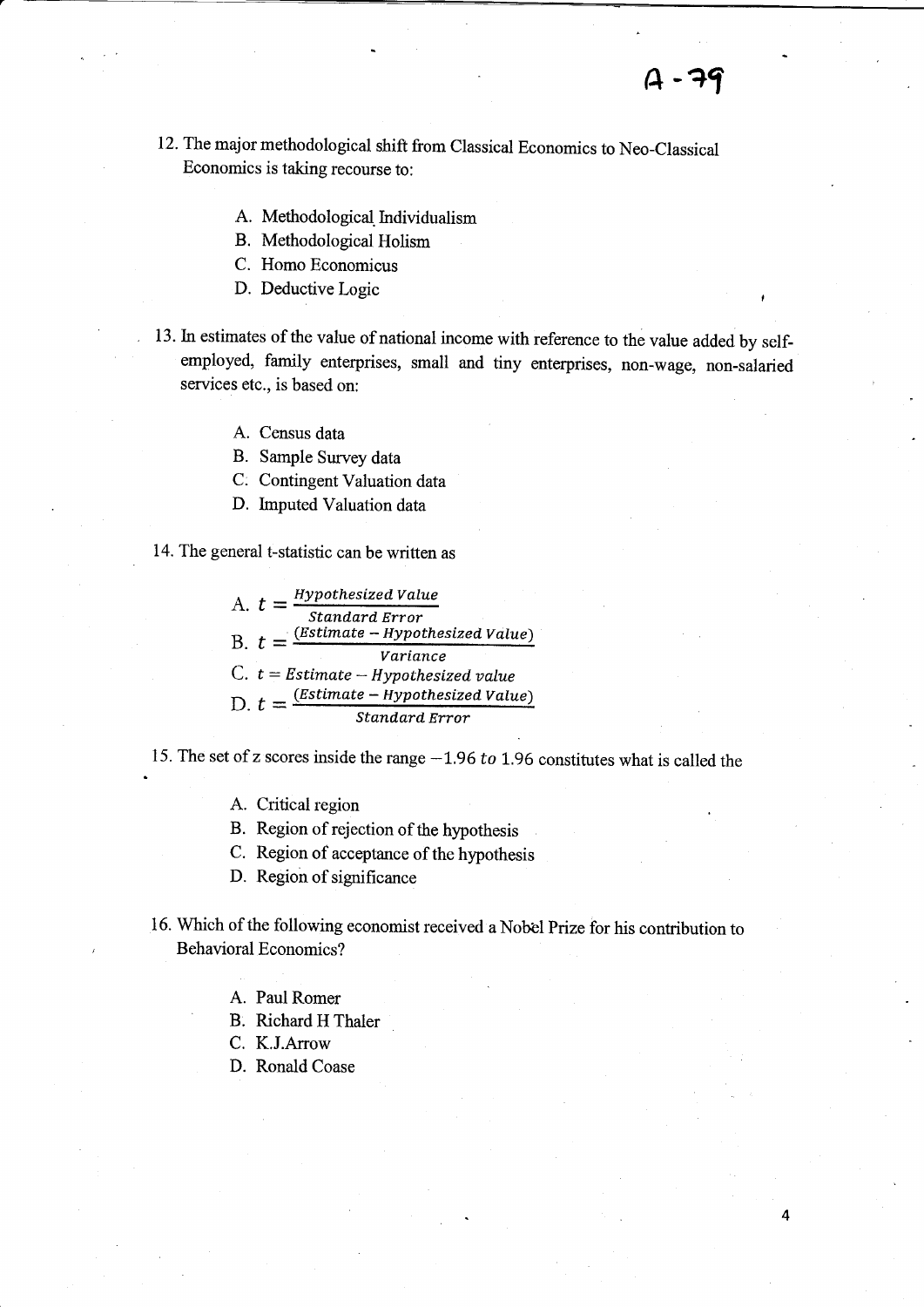12. The major methodological shift from Classical Economics to Neo-Classical Economics is taking recourse to:

    A. Methodological Individualism
    B. Methodological Holism
    C. Homo Economicus
    D. Deductive Logic

13. In estimates of the value of national income with reference to the value added by self-employed, family enterprises, small and tiny enterprises, non-wage, non-salaried services etc., is based on:

    A. Census data
    B. Sample Survey data
    C. Contingent Valuation data
    D. Imputed Valuation data

14. The general t-statistic can be written as

    A. $t = \frac{Hypothesized\ Value}{Standard\ Error}$
    B. $t = \frac{(Estimate - Hypothesized\ Value)}{Variance}$
    C. $t = Estimate - Hypothesized\ value$
    D. $t = \frac{(Estimate - Hypothesized\ Value)}{Standard\ Error}$

15. The set of z scores inside the range $-1.96\ to\ 1.96$ constitutes what is called the

    A. Critical region
    B. Region of rejection of the hypothesis
    C. Region of acceptance of the hypothesis
    D. Region of significance

16. Which of the following economist received a Nobel Prize for his contribution to Behavioral Economics?

    A. Paul Romer
    B. Richard H Thaler
    C. K.J.Arrow
    D. Ronald Coase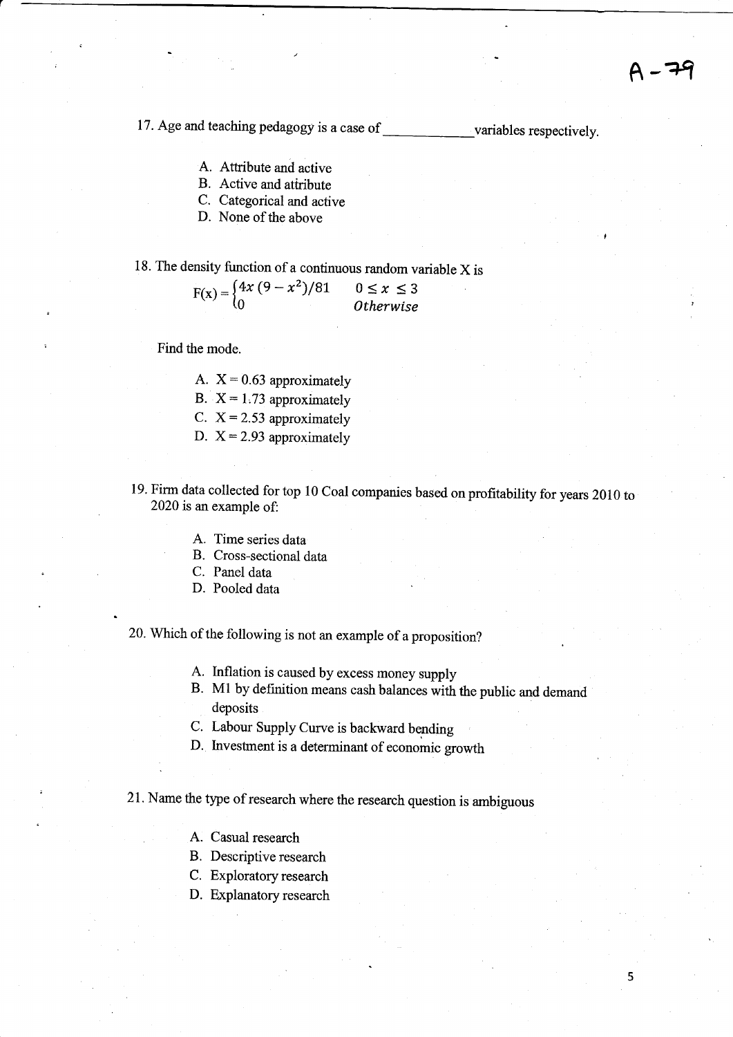17. Age and teaching pedagogy is a case of ____________ variables respectively.

   A. Attribute and active
   B. Active and attribute
   C. Categorical and active
   D. None of the above

18. The density function of a continuous random variable X is

$$F(x) = \begin{cases} 4x\,(9 - x^2)/81 & 0 \leq x \leq 3 \\ 0 & Otherwise \end{cases}$$

   Find the mode.

   A. X = 0.63 approximately
   B. X = 1.73 approximately
   C. X = 2.53 approximately
   D. X = 2.93 approximately

19. Firm data collected for top 10 Coal companies based on profitability for years 2010 to 2020 is an example of:

   A. Time series data
   B. Cross-sectional data
   C. Panel data
   D. Pooled data

20. Which of the following is not an example of a proposition?

   A. Inflation is caused by excess money supply
   B. M1 by definition means cash balances with the public and demand deposits
   C. Labour Supply Curve is backward bending
   D. Investment is a determinant of economic growth

21. Name the type of research where the research question is ambiguous

   A. Casual research
   B. Descriptive research
   C. Exploratory research
   D. Explanatory research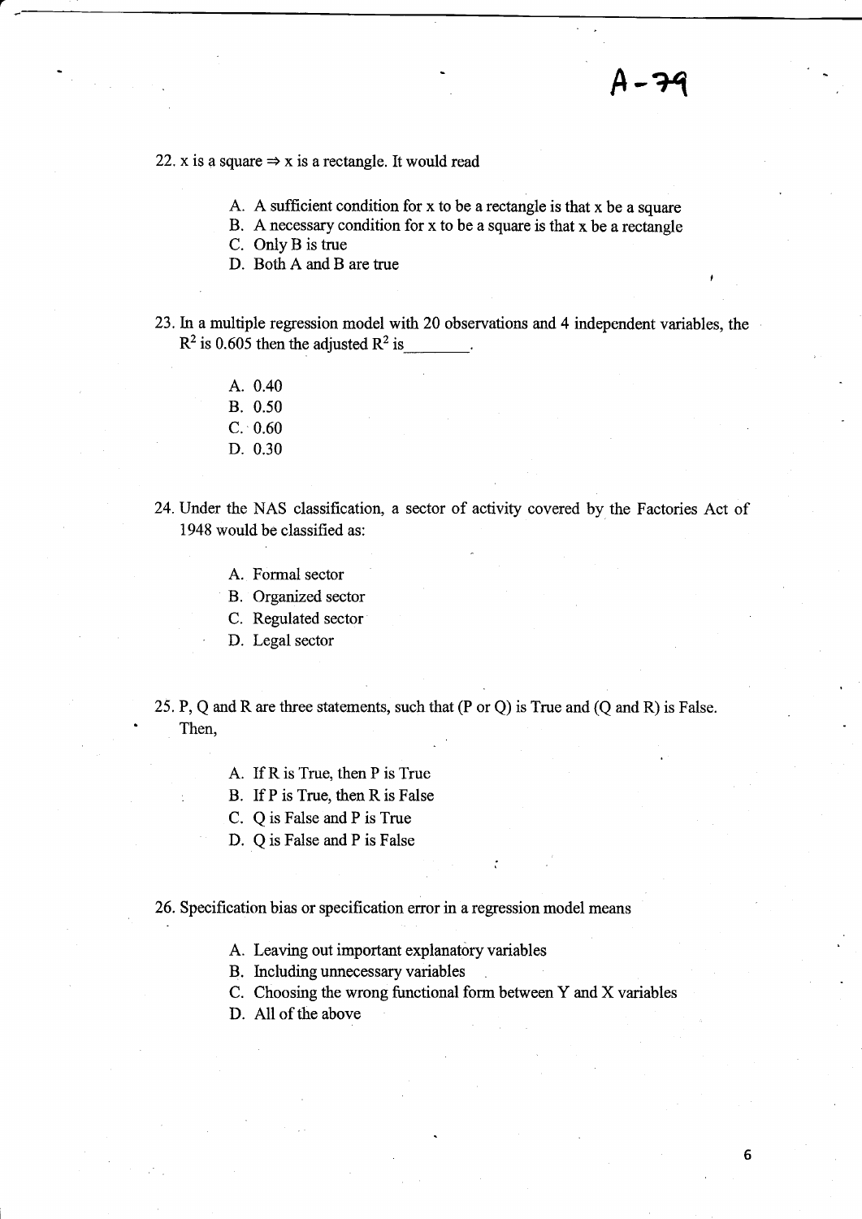A-79

22. x is a square ⇒ x is a rectangle. It would read

   A. A sufficient condition for x to be a rectangle is that x be a square
   B. A necessary condition for x to be a square is that x be a rectangle
   C. Only B is true
   D. Both A and B are true

23. In a multiple regression model with 20 observations and 4 independent variables, the $R^2$ is 0.605 then the adjusted $R^2$ is________.

   A. 0.40
   B. 0.50
   C. 0.60
   D. 0.30

24. Under the NAS classification, a sector of activity covered by the Factories Act of 1948 would be classified as:

   A. Formal sector
   B. Organized sector
   C. Regulated sector
   D. Legal sector

25. P, Q and R are three statements, such that (P or Q) is True and (Q and R) is False. Then,

   A. If R is True, then P is True
   B. If P is True, then R is False
   C. Q is False and P is True
   D. Q is False and P is False

26. Specification bias or specification error in a regression model means

   A. Leaving out important explanatory variables
   B. Including unnecessary variables
   C. Choosing the wrong functional form between Y and X variables
   D. All of the above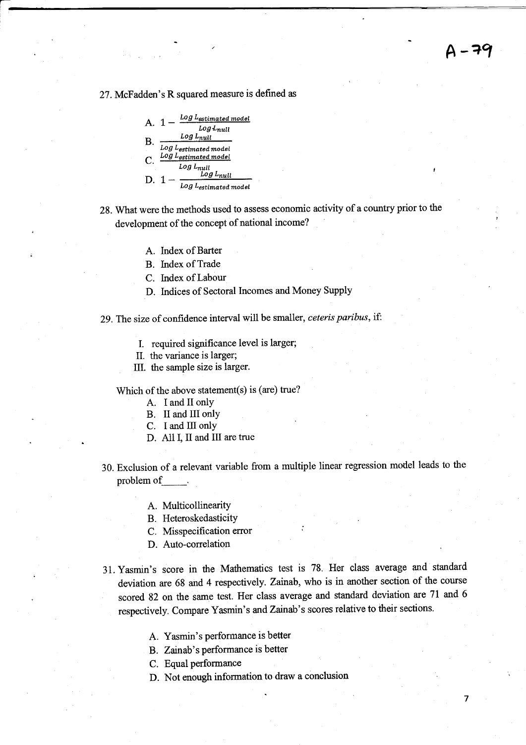A-79

27. McFadden's R squared measure is defined as

   A. $1 - \frac{Log\ L_{estimated\ model}}{Log\ L_{null}}$
   B. $\frac{Log\ L_{null}}{Log\ L_{estimated\ model}}$
   C. $\frac{Log\ L_{estimated\ model}}{Log\ L_{null}}$
   D. $1 - \frac{Log\ L_{null}}{Log\ L_{estimated\ model}}$

28. What were the methods used to assess economic activity of a country prior to the development of the concept of national income?

   A. Index of Barter
   B. Index of Trade
   C. Index of Labour
   D. Indices of Sectoral Incomes and Money Supply

29. The size of confidence interval will be smaller, *ceteris paribus*, if:

   I. required significance level is larger;
   II. the variance is larger;
   III. the sample size is larger.

   Which of the above statement(s) is (are) true?

   A. I and II only
   B. II and III only
   C. I and III only
   D. All I, II and III are true

30. Exclusion of a relevant variable from a multiple linear regression model leads to the problem of_____.

   A. Multicollinearity
   B. Heteroskedasticity
   C. Misspecification error
   D. Auto-correlation

31. Yasmin's score in the Mathematics test is 78. Her class average and standard deviation are 68 and 4 respectively. Zainab, who is in another section of the course scored 82 on the same test. Her class average and standard deviation are 71 and 6 respectively. Compare Yasmin's and Zainab's scores relative to their sections.

   A. Yasmin's performance is better
   B. Zainab's performance is better
   C. Equal performance
   D. Not enough information to draw a conclusion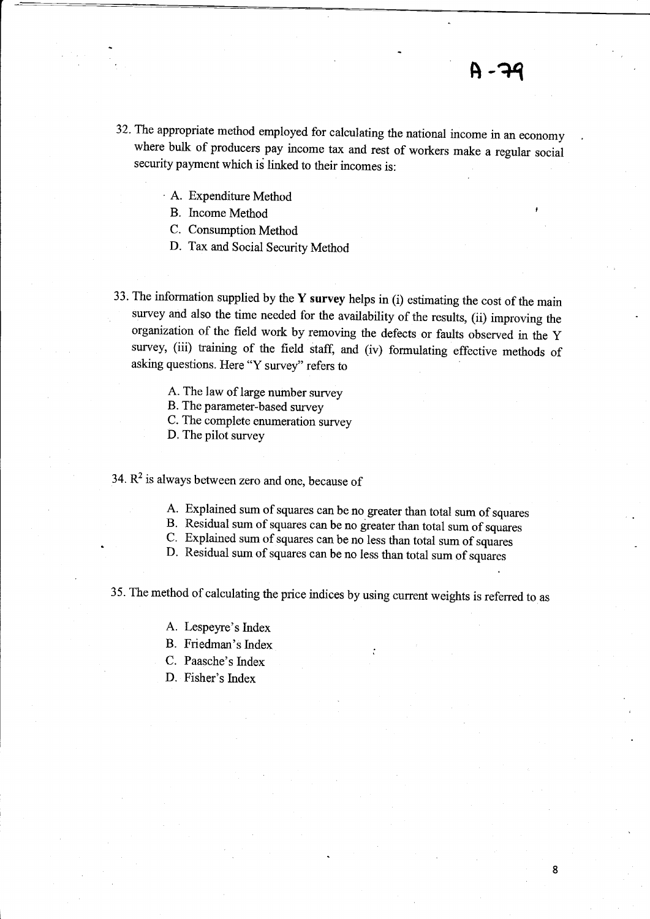32. The appropriate method employed for calculating the national income in an economy where bulk of producers pay income tax and rest of workers make a regular social security payment which is linked to their incomes is:

    A. Expenditure Method
    B. Income Method
    C. Consumption Method
    D. Tax and Social Security Method

33. The information supplied by the **Y survey** helps in (i) estimating the cost of the main survey and also the time needed for the availability of the results, (ii) improving the organization of the field work by removing the defects or faults observed in the Y survey, (iii) training of the field staff, and (iv) formulating effective methods of asking questions. Here "Y survey" refers to

    A. The law of large number survey
    B. The parameter-based survey
    C. The complete enumeration survey
    D. The pilot survey

34. $R^2$ is always between zero and one, because of

    A. Explained sum of squares can be no greater than total sum of squares
    B. Residual sum of squares can be no greater than total sum of squares
    C. Explained sum of squares can be no less than total sum of squares
    D. Residual sum of squares can be no less than total sum of squares

35. The method of calculating the price indices by using current weights is referred to as

    A. Lespeyre's Index
    B. Friedman's Index
    C. Paasche's Index
    D. Fisher's Index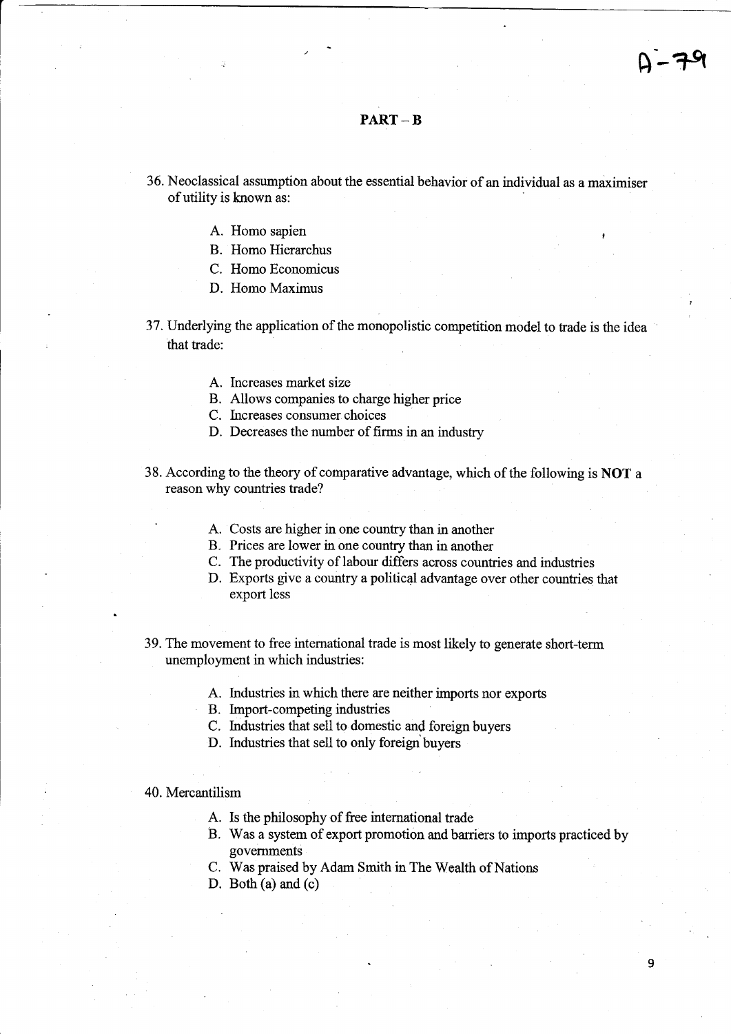## PART – B

36. Neoclassical assumption about the essential behavior of an individual as a maximiser of utility is known as:

    A. Homo sapien
    B. Homo Hierarchus
    C. Homo Economicus
    D. Homo Maximus

37. Underlying the application of the monopolistic competition model to trade is the idea that trade:

    A. Increases market size
    B. Allows companies to charge higher price
    C. Increases consumer choices
    D. Decreases the number of firms in an industry

38. According to the theory of comparative advantage, which of the following is **NOT** a reason why countries trade?

    A. Costs are higher in one country than in another
    B. Prices are lower in one country than in another
    C. The productivity of labour differs across countries and industries
    D. Exports give a country a political advantage over other countries that export less

39. The movement to free international trade is most likely to generate short-term unemployment in which industries:

    A. Industries in which there are neither imports nor exports
    B. Import-competing industries
    C. Industries that sell to domestic and foreign buyers
    D. Industries that sell to only foreign buyers

40. Mercantilism

    A. Is the philosophy of free international trade
    B. Was a system of export promotion and barriers to imports practiced by governments
    C. Was praised by Adam Smith in The Wealth of Nations
    D. Both (a) and (c)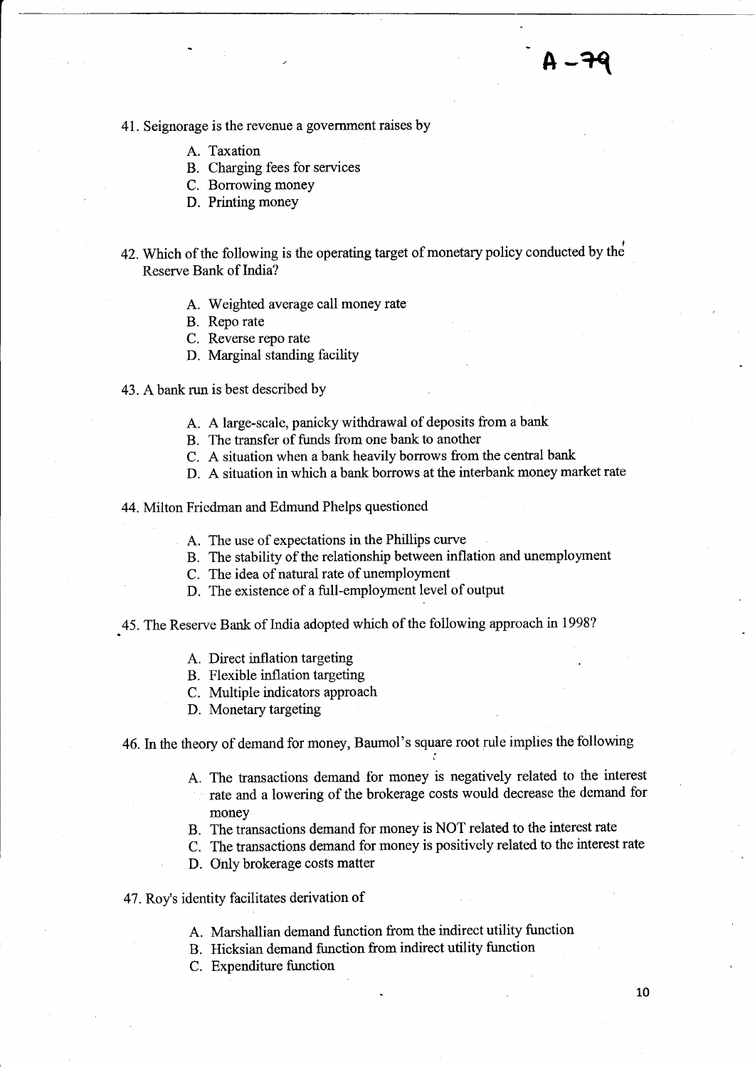41. Seignorage is the revenue a government raises by

    A. Taxation
    B. Charging fees for services
    C. Borrowing money
    D. Printing money

42. Which of the following is the operating target of monetary policy conducted by the Reserve Bank of India?

    A. Weighted average call money rate
    B. Repo rate
    C. Reverse repo rate
    D. Marginal standing facility

43. A bank run is best described by

    A. A large-scale, panicky withdrawal of deposits from a bank
    B. The transfer of funds from one bank to another
    C. A situation when a bank heavily borrows from the central bank
    D. A situation in which a bank borrows at the interbank money market rate

44. Milton Friedman and Edmund Phelps questioned

    A. The use of expectations in the Phillips curve
    B. The stability of the relationship between inflation and unemployment
    C. The idea of natural rate of unemployment
    D. The existence of a full-employment level of output

45. The Reserve Bank of India adopted which of the following approach in 1998?

    A. Direct inflation targeting
    B. Flexible inflation targeting
    C. Multiple indicators approach
    D. Monetary targeting

46. In the theory of demand for money, Baumol's square root rule implies the following

    A. The transactions demand for money is negatively related to the interest rate and a lowering of the brokerage costs would decrease the demand for money
    B. The transactions demand for money is NOT related to the interest rate
    C. The transactions demand for money is positively related to the interest rate
    D. Only brokerage costs matter

47. Roy's identity facilitates derivation of

    A. Marshallian demand function from the indirect utility function
    B. Hicksian demand function from indirect utility function
    C. Expenditure function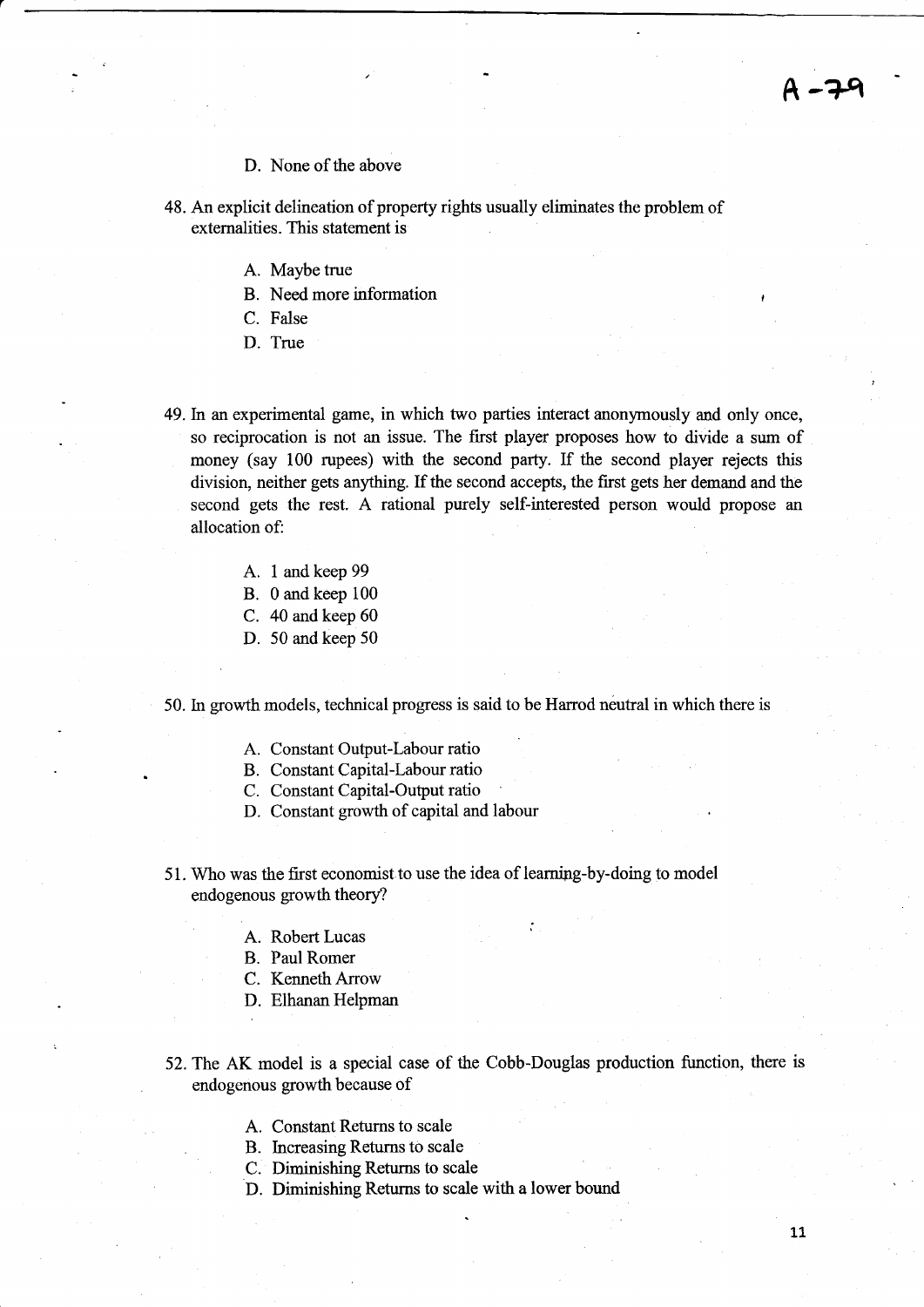D. None of the above

48. An explicit delineation of property rights usually eliminates the problem of externalities. This statement is

    A. Maybe true
    B. Need more information
    C. False
    D. True

49. In an experimental game, in which two parties interact anonymously and only once, so reciprocation is not an issue. The first player proposes how to divide a sum of money (say 100 rupees) with the second party. If the second player rejects this division, neither gets anything. If the second accepts, the first gets her demand and the second gets the rest. A rational purely self-interested person would propose an allocation of:

    A. 1 and keep 99
    B. 0 and keep 100
    C. 40 and keep 60
    D. 50 and keep 50

50. In growth models, technical progress is said to be Harrod neutral in which there is

    A. Constant Output-Labour ratio
    B. Constant Capital-Labour ratio
    C. Constant Capital-Output ratio
    D. Constant growth of capital and labour

51. Who was the first economist to use the idea of learning-by-doing to model endogenous growth theory?

    A. Robert Lucas
    B. Paul Romer
    C. Kenneth Arrow
    D. Elhanan Helpman

52. The AK model is a special case of the Cobb-Douglas production function, there is endogenous growth because of

    A. Constant Returns to scale
    B. Increasing Returns to scale
    C. Diminishing Returns to scale
    D. Diminishing Returns to scale with a lower bound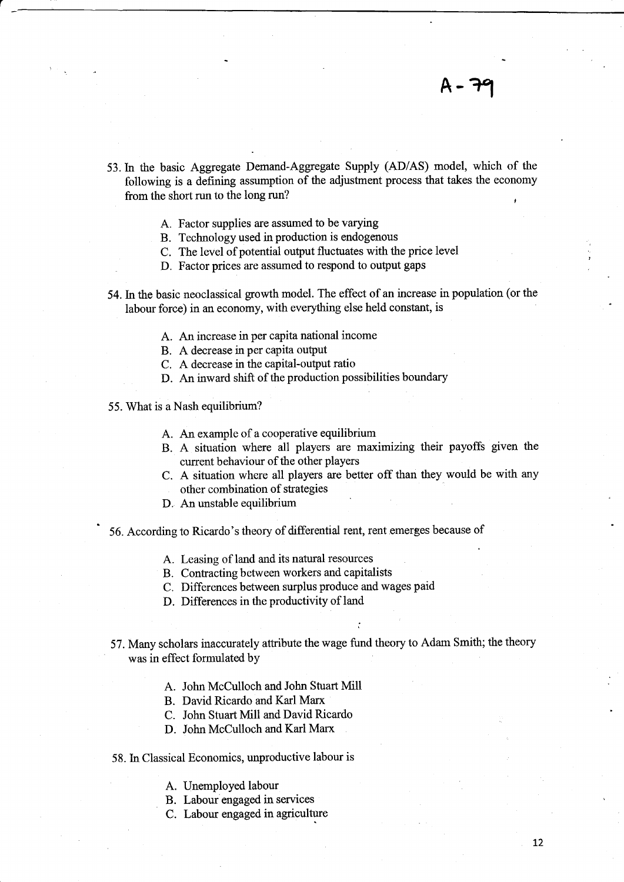A-79

53. In the basic Aggregate Demand-Aggregate Supply (AD/AS) model, which of the following is a defining assumption of the adjustment process that takes the economy from the short run to the long run?

   A. Factor supplies are assumed to be varying
   B. Technology used in production is endogenous
   C. The level of potential output fluctuates with the price level
   D. Factor prices are assumed to respond to output gaps

54. In the basic neoclassical growth model. The effect of an increase in population (or the labour force) in an economy, with everything else held constant, is

   A. An increase in per capita national income
   B. A decrease in per capita output
   C. A decrease in the capital-output ratio
   D. An inward shift of the production possibilities boundary

55. What is a Nash equilibrium?

   A. An example of a cooperative equilibrium
   B. A situation where all players are maximizing their payoffs given the current behaviour of the other players
   C. A situation where all players are better off than they would be with any other combination of strategies
   D. An unstable equilibrium

56. According to Ricardo's theory of differential rent, rent emerges because of

   A. Leasing of land and its natural resources
   B. Contracting between workers and capitalists
   C. Differences between surplus produce and wages paid
   D. Differences in the productivity of land

57. Many scholars inaccurately attribute the wage fund theory to Adam Smith; the theory was in effect formulated by

   A. John McCulloch and John Stuart Mill
   B. David Ricardo and Karl Marx
   C. John Stuart Mill and David Ricardo
   D. John McCulloch and Karl Marx

58. In Classical Economics, unproductive labour is

   A. Unemployed labour
   B. Labour engaged in services
   C. Labour engaged in agriculture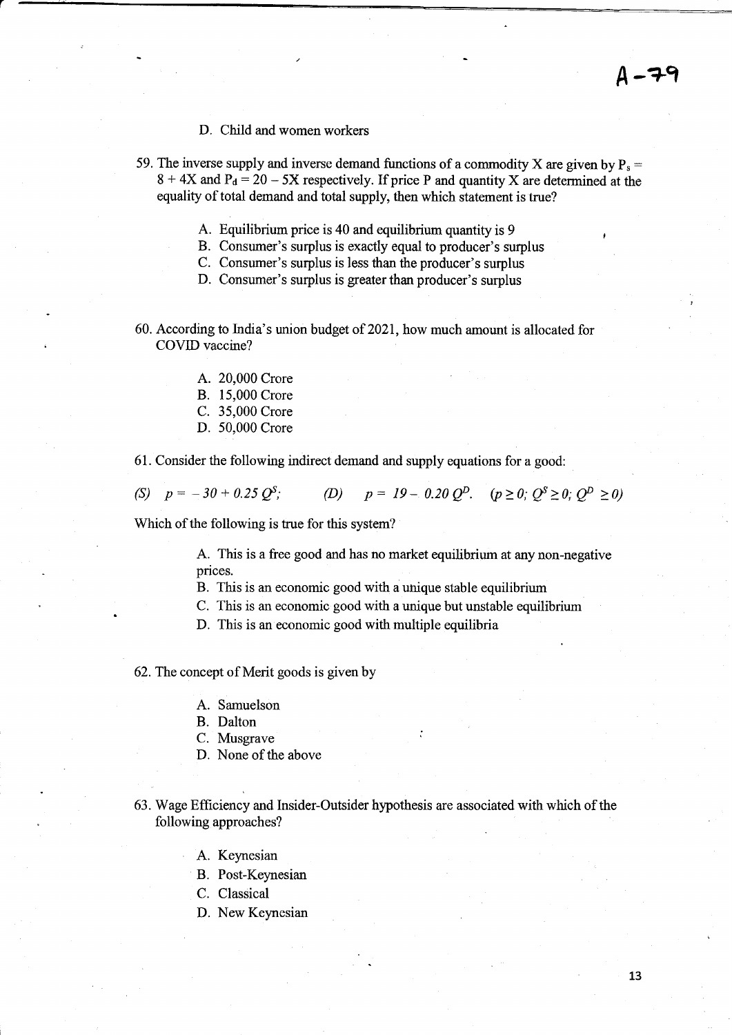D. Child and women workers

59. The inverse supply and inverse demand functions of a commodity X are given by $P_s = 8 + 4X$ and $P_d = 20 - 5X$ respectively. If price P and quantity X are determined at the equality of total demand and total supply, then which statement is true?

   A. Equilibrium price is 40 and equilibrium quantity is 9
   B. Consumer's surplus is exactly equal to producer's surplus
   C. Consumer's surplus is less than the producer's surplus
   D. Consumer's surplus is greater than producer's surplus

60. According to India's union budget of 2021, how much amount is allocated for COVID vaccine?

   A. 20,000 Crore
   B. 15,000 Crore
   C. 35,000 Crore
   D. 50,000 Crore

61. Consider the following indirect demand and supply equations for a good:

$(S)\quad p = -30 + 0.25\, Q^S; \qquad (D)\quad p = 19 - 0.20\, Q^D. \quad (p \geq 0;\ Q^S \geq 0;\ Q^D \geq 0)$

Which of the following is true for this system?

   A. This is a free good and has no market equilibrium at any non-negative prices.
   B. This is an economic good with a unique stable equilibrium
   C. This is an economic good with a unique but unstable equilibrium
   D. This is an economic good with multiple equilibria

62. The concept of Merit goods is given by

   A. Samuelson
   B. Dalton
   C. Musgrave
   D. None of the above

63. Wage Efficiency and Insider-Outsider hypothesis are associated with which of the following approaches?

   A. Keynesian
   B. Post-Keynesian
   C. Classical
   D. New Keynesian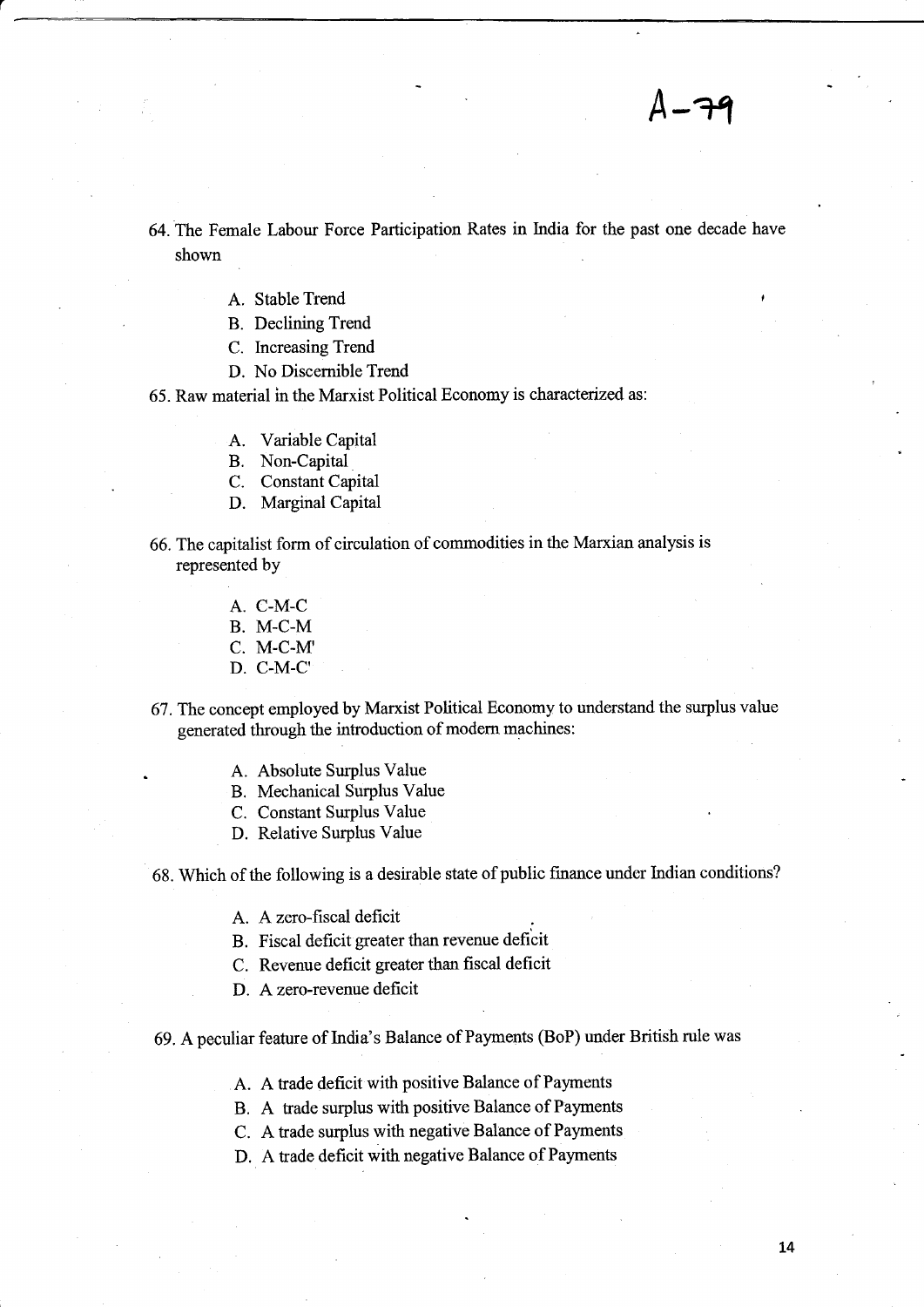A-79

64. The Female Labour Force Participation Rates in India for the past one decade have shown

   A. Stable Trend
   B. Declining Trend
   C. Increasing Trend
   D. No Discernible Trend

65. Raw material in the Marxist Political Economy is characterized as:

   A. Variable Capital
   B. Non-Capital
   C. Constant Capital
   D. Marginal Capital

66. The capitalist form of circulation of commodities in the Marxian analysis is represented by

   A. C-M-C
   B. M-C-M
   C. M-C-M'
   D. C-M-C'

67. The concept employed by Marxist Political Economy to understand the surplus value generated through the introduction of modern machines:

   A. Absolute Surplus Value
   B. Mechanical Surplus Value
   C. Constant Surplus Value
   D. Relative Surplus Value

68. Which of the following is a desirable state of public finance under Indian conditions?

   A. A zero-fiscal deficit
   B. Fiscal deficit greater than revenue deficit
   C. Revenue deficit greater than fiscal deficit
   D. A zero-revenue deficit

69. A peculiar feature of India's Balance of Payments (BoP) under British rule was

   A. A trade deficit with positive Balance of Payments
   B. A trade surplus with positive Balance of Payments
   C. A trade surplus with negative Balance of Payments
   D. A trade deficit with negative Balance of Payments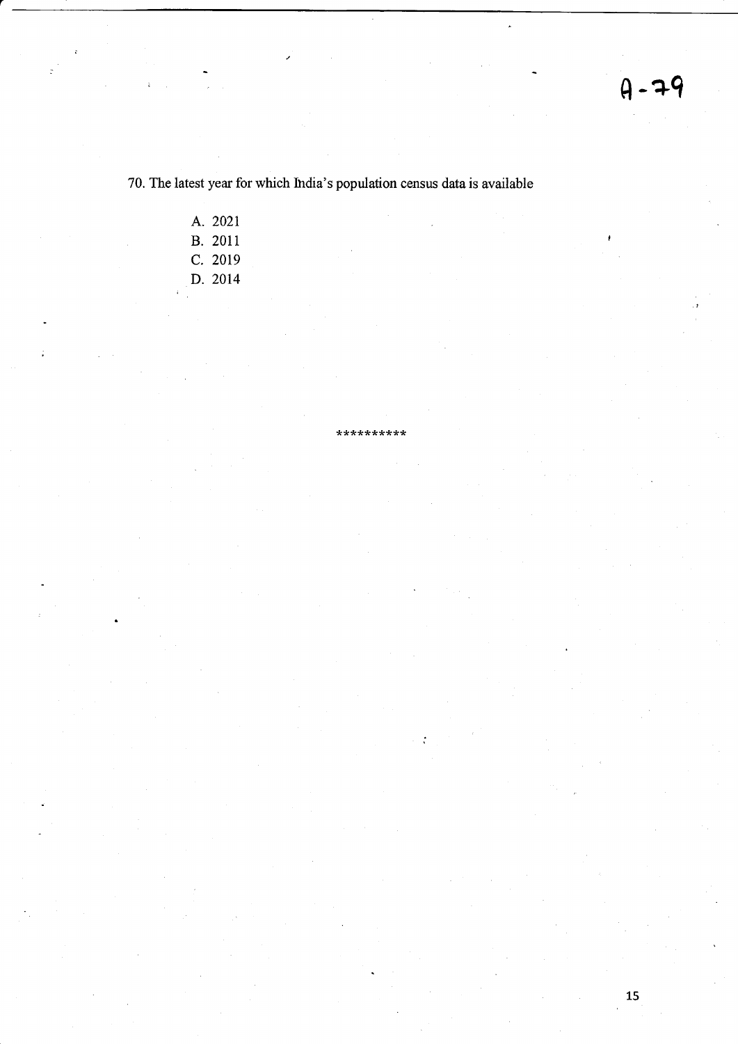A-79

70. The latest year for which India's population census data is available

A. 2021
B. 2011
C. 2019
D. 2014

**********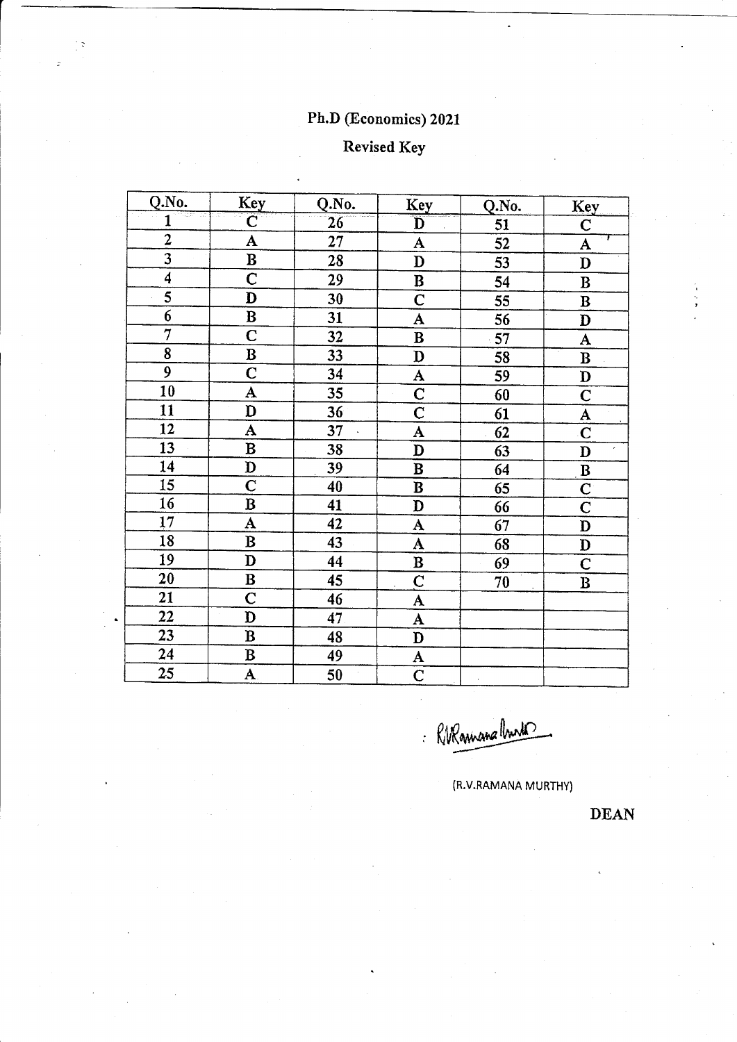# Ph.D (Economics) 2021

## Revised Key

| Q.No. | Key | Q.No. | Key | Q.No. | Key |
|---|---|---|---|---|---|
| 1 | C | 26 | D | 51 | C |
| 2 | A | 27 | A | 52 | A |
| 3 | B | 28 | D | 53 | D |
| 4 | C | 29 | B | 54 | B |
| 5 | D | 30 | C | 55 | B |
| 6 | B | 31 | A | 56 | D |
| 7 | C | 32 | B | 57 | A |
| 8 | B | 33 | D | 58 | B |
| 9 | C | 34 | A | 59 | D |
| 10 | A | 35 | C | 60 | C |
| 11 | D | 36 | C | 61 | A |
| 12 | A | 37 | A | 62 | C |
| 13 | B | 38 | D | 63 | D |
| 14 | D | 39 | B | 64 | B |
| 15 | C | 40 | B | 65 | C |
| 16 | B | 41 | D | 66 | C |
| 17 | A | 42 | A | 67 | D |
| 18 | B | 43 | A | 68 | D |
| 19 | D | 44 | B | 69 | C |
| 20 | B | 45 | C | 70 | B |
| 21 | C | 46 | A | | |
| 22 | D | 47 | A | | |
| 23 | B | 48 | D | | |
| 24 | B | 49 | A | | |
| 25 | A | 50 | C | | |

(R.V.RAMANA MURTHY)

**DEAN**